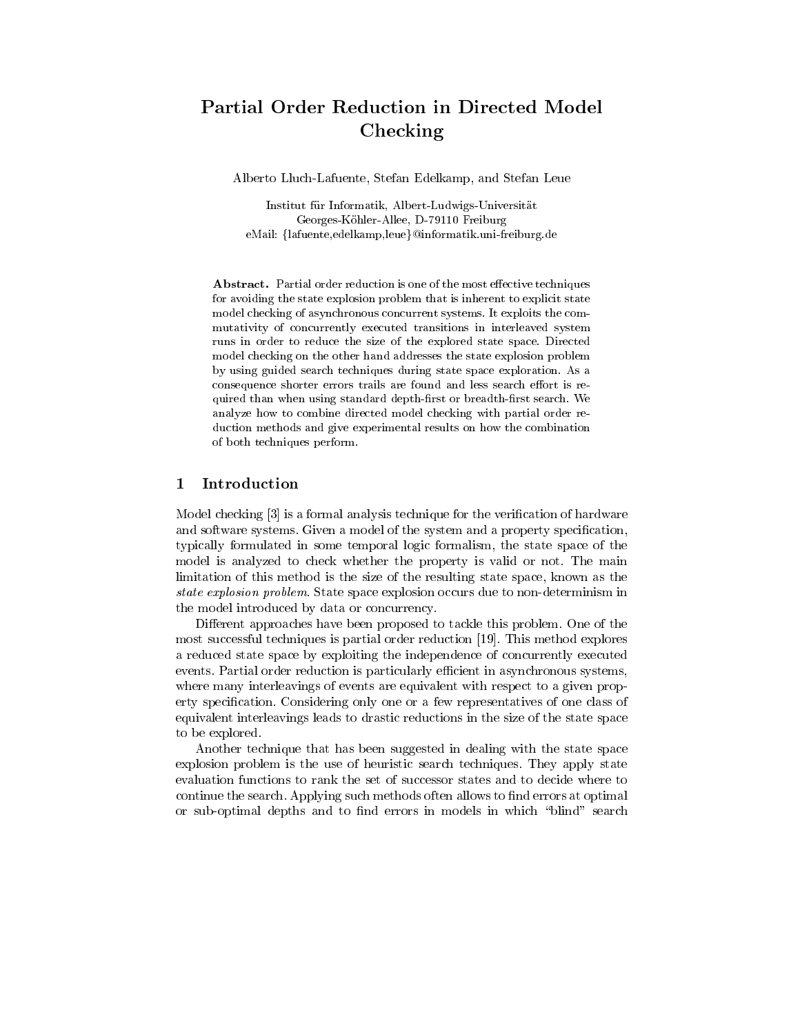# Partial Order Reduction in Directed Model Checking

Alberto Lluch-Lafuente, Stefan Edelkamp, and Stefan Leue

Institut für Informatik, Albert-Ludwigs-Universität
Georges-Köhler-Allee, D-79110 Freiburg
eMail: {lafuente,edelkamp,leue}@informatik.uni-freiburg.de

**Abstract.** Partial order reduction is one of the most effective techniques for avoiding the state explosion problem that is inherent to explicit state model checking of asynchronous concurrent systems. It exploits the commutativity of concurrently executed transitions in interleaved system runs in order to reduce the size of the explored state space. Directed model checking on the other hand addresses the state explosion problem by using guided search techniques during state space exploration. As a consequence shorter errors trails are found and less search effort is required than when using standard depth-first or breadth-first search. We analyze how to combine directed model checking with partial order reduction methods and give experimental results on how the combination of both techniques perform.

## 1 Introduction

Model checking [3] is a formal analysis technique for the verification of hardware and software systems. Given a model of the system and a property specification, typically formulated in some temporal logic formalism, the state space of the model is analyzed to check whether the property is valid or not. The main limitation of this method is the size of the resulting state space, known as the *state explosion problem*. State space explosion occurs due to non-determinism in the model introduced by data or concurrency.

Different approaches have been proposed to tackle this problem. One of the most successful techniques is partial order reduction [19]. This method explores a reduced state space by exploiting the independence of concurrently executed events. Partial order reduction is particularly efficient in asynchronous systems, where many interleavings of events are equivalent with respect to a given property specification. Considering only one or a few representatives of one class of equivalent interleavings leads to drastic reductions in the size of the state space to be explored.

Another technique that has been suggested in dealing with the state space explosion problem is the use of heuristic search techniques. They apply state evaluation functions to rank the set of successor states and to decide where to continue the search. Applying such methods often allows to find errors at optimal or sub-optimal depths and to find errors in models in which "blind" search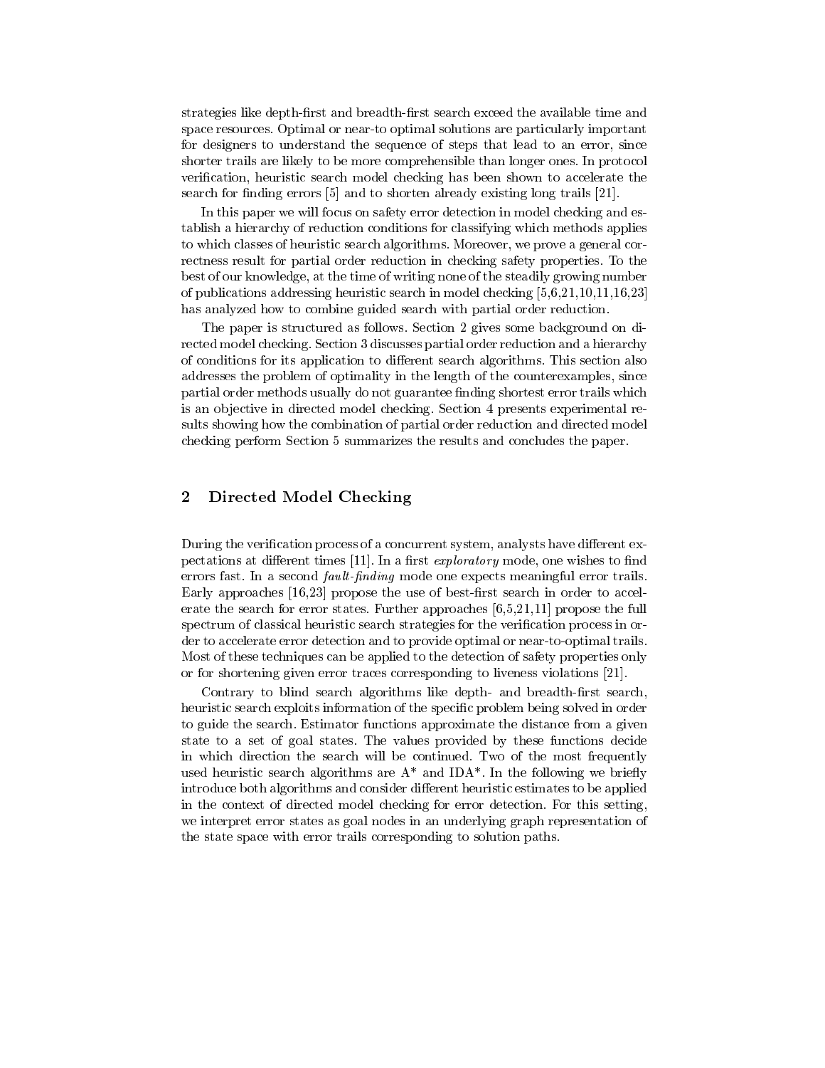strategies like depth-first and breadth-first search exceed the available time and space resources. Optimal or near-to optimal solutions are particularly important for designers to understand the sequence of steps that lead to an error, since shorter trails are likely to be more comprehensible than longer ones. In protocol verification, heuristic search model checking has been shown to accelerate the search for finding errors [5] and to shorten already existing long trails [21].

In this paper we will focus on safety error detection in model checking and establish a hierarchy of reduction conditions for classifying which methods applies to which classes of heuristic search algorithms. Moreover, we prove a general correctness result for partial order reduction in checking safety properties. To the best of our knowledge, at the time of writing none of the steadily growing number of publications addressing heuristic search in model checking [5,6,21,10,11,16,23] has analyzed how to combine guided search with partial order reduction.

The paper is structured as follows. Section 2 gives some background on directed model checking. Section 3 discusses partial order reduction and a hierarchy of conditions for its application to different search algorithms. This section also addresses the problem of optimality in the length of the counterexamples, since partial order methods usually do not guarantee finding shortest error trails which is an objective in directed model checking. Section 4 presents experimental results showing how the combination of partial order reduction and directed model checking perform Section 5 summarizes the results and concludes the paper.

## 2 Directed Model Checking

During the verification process of a concurrent system, analysts have different expectations at different times [11]. In a first *exploratory* mode, one wishes to find errors fast. In a second *fault-finding* mode one expects meaningful error trails. Early approaches [16,23] propose the use of best-first search in order to accelerate the search for error states. Further approaches [6,5,21,11] propose the full spectrum of classical heuristic search strategies for the verification process in order to accelerate error detection and to provide optimal or near-to-optimal trails. Most of these techniques can be applied to the detection of safety properties only or for shortening given error traces corresponding to liveness violations [21].

Contrary to blind search algorithms like depth- and breadth-first search, heuristic search exploits information of the specific problem being solved in order to guide the search. Estimator functions approximate the distance from a given state to a set of goal states. The values provided by these functions decide in which direction the search will be continued. Two of the most frequently used heuristic search algorithms are A* and IDA*. In the following we briefly introduce both algorithms and consider different heuristic estimates to be applied in the context of directed model checking for error detection. For this setting, we interpret error states as goal nodes in an underlying graph representation of the state space with error trails corresponding to solution paths.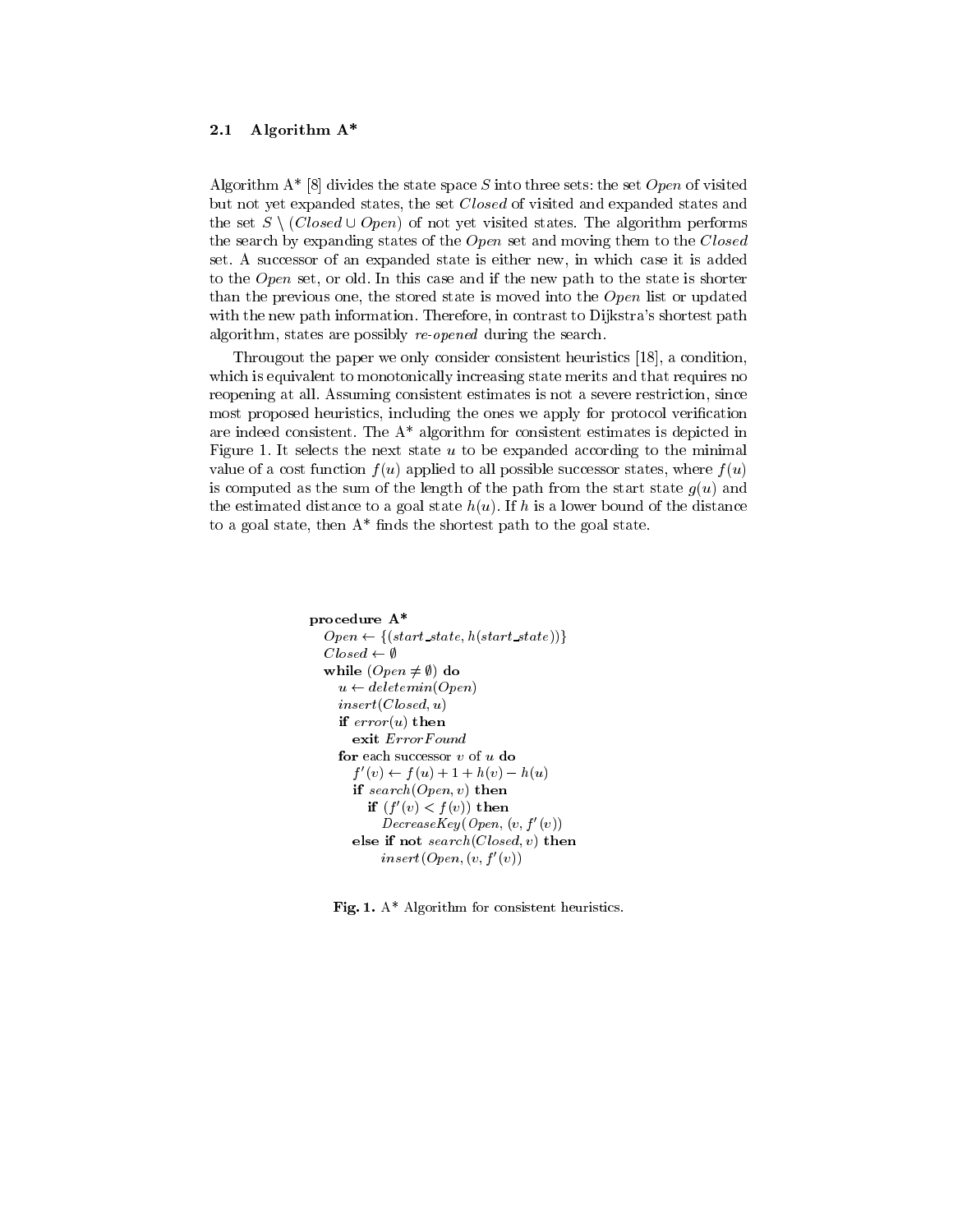### 2.1 Algorithm A*

Algorithm A* [8] divides the state space $S$ into three sets: the set *Open* of visited but not yet expanded states, the set *Closed* of visited and expanded states and the set $S \setminus (Closed \cup Open)$ of not yet visited states. The algorithm performs the search by expanding states of the *Open* set and moving them to the *Closed* set. A successor of an expanded state is either new, in which case it is added to the *Open* set, or old. In this case and if the new path to the state is shorter than the previous one, the stored state is moved into the *Open* list or updated with the new path information. Therefore, in contrast to Dijkstra's shortest path algorithm, states are possibly *re-opened* during the search.

Througout the paper we only consider consistent heuristics [18], a condition, which is equivalent to monotonically increasing state merits and that requires no reopening at all. Assuming consistent estimates is not a severe restriction, since most proposed heuristics, including the ones we apply for protocol verification are indeed consistent. The A* algorithm for consistent estimates is depicted in Figure 1. It selects the next state $u$ to be expanded according to the minimal value of a cost function $f(u)$ applied to all possible successor states, where $f(u)$ is computed as the sum of the length of the path from the start state $g(u)$ and the estimated distance to a goal state $h(u)$. If $h$ is a lower bound of the distance to a goal state, then A* finds the shortest path to the goal state.

```
procedure A*
  Open ← {(start_state, h(start_state))}
  Closed ← ∅
  while (Open ≠ ∅) do
    u ← deletemin(Open)
    insert(Closed, u)
    if error(u) then
      exit ErrorFound
    for each successor v of u do
      f'(v) ← f(u) + 1 + h(v) − h(u)
      if search(Open, v) then
        if (f'(v) < f(v)) then
          DecreaseKey(Open, (v, f'(v))
      else if not search(Closed, v) then
          insert(Open, (v, f'(v))
```

**Fig. 1.** A* Algorithm for consistent heuristics.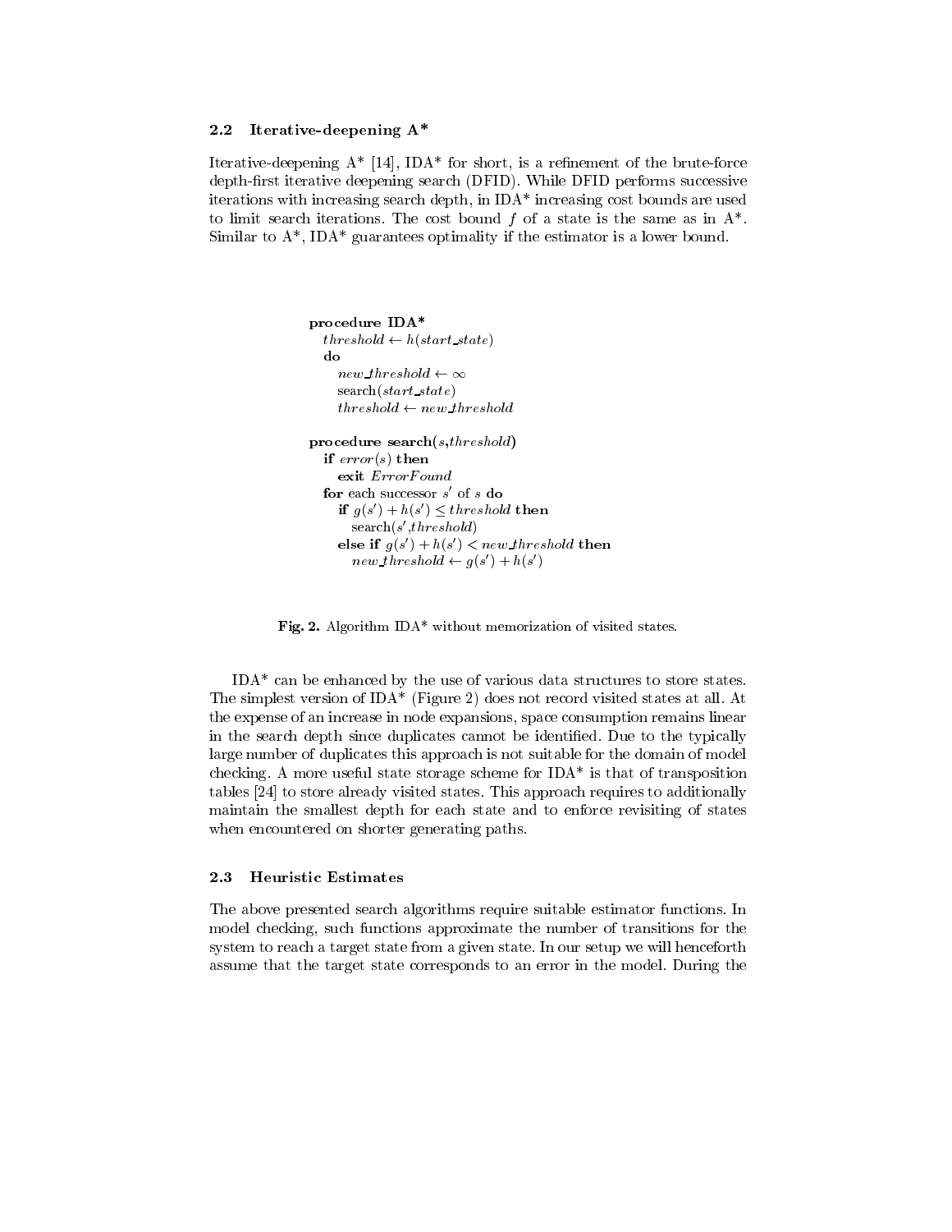### 2.2 Iterative-deepening A*

Iterative-deepening A* [14], IDA* for short, is a refinement of the brute-force depth-first iterative deepening search (DFID). While DFID performs successive iterations with increasing search depth, in IDA* increasing cost bounds are used to limit search iterations. The cost bound $f$ of a state is the same as in A*. Similar to A*, IDA* guarantees optimality if the estimator is a lower bound.

```
procedure IDA*
  threshold ← h(start_state)
  do
    new_threshold ← ∞
    search(start_state)
    threshold ← new_threshold

procedure search(s,threshold)
  if error(s) then
    exit ErrorFound
  for each successor s' of s do
    if g(s') + h(s') ≤ threshold then
      search(s',threshold)
    else if g(s') + h(s') < new_threshold then
      new_threshold ← g(s') + h(s')
```

**Fig. 2.** Algorithm IDA* without memorization of visited states.

IDA* can be enhanced by the use of various data structures to store states. The simplest version of IDA* (Figure 2) does not record visited states at all. At the expense of an increase in node expansions, space consumption remains linear in the search depth since duplicates cannot be identified. Due to the typically large number of duplicates this approach is not suitable for the domain of model checking. A more useful state storage scheme for IDA* is that of transposition tables [24] to store already visited states. This approach requires to additionally maintain the smallest depth for each state and to enforce revisiting of states when encountered on shorter generating paths.

### 2.3 Heuristic Estimates

The above presented search algorithms require suitable estimator functions. In model checking, such functions approximate the number of transitions for the system to reach a target state from a given state. In our setup we will henceforth assume that the target state corresponds to an error in the model. During the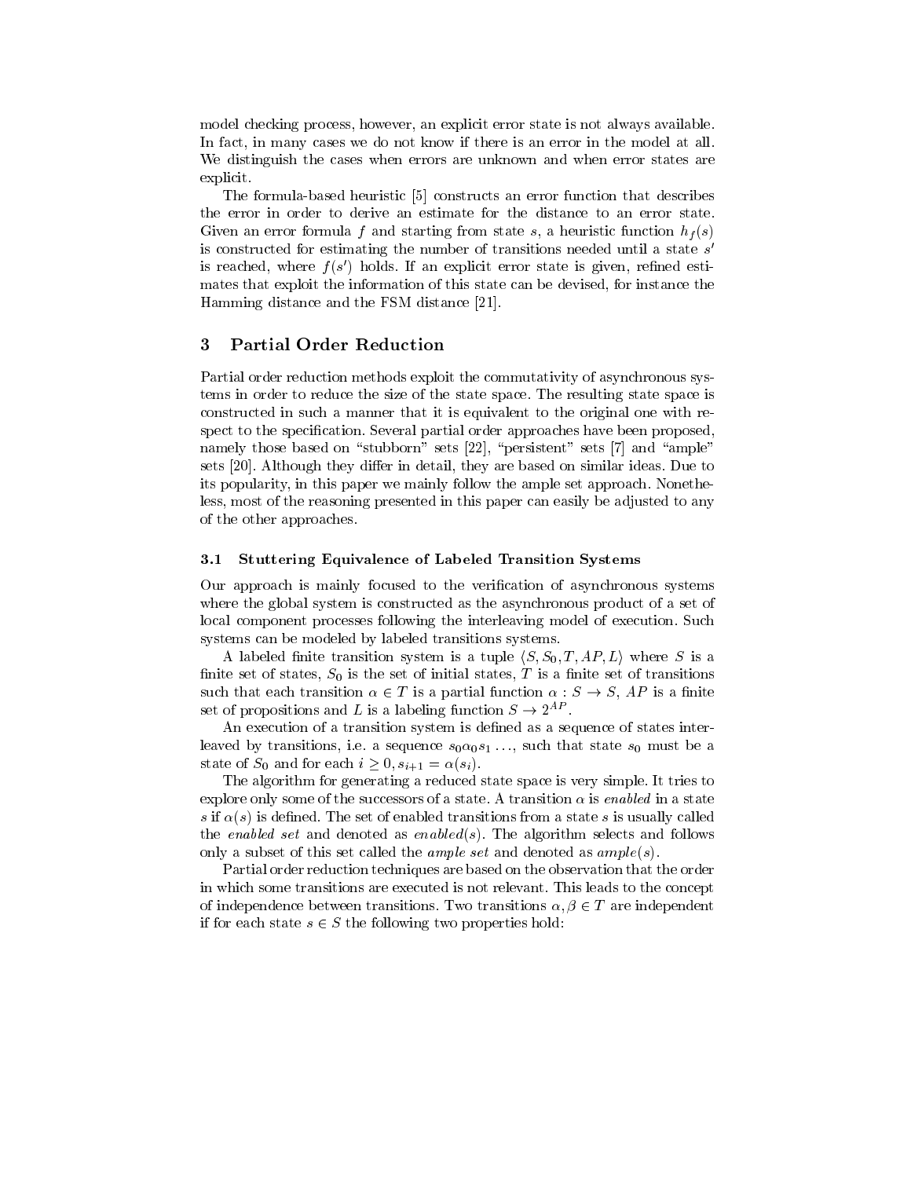model checking process, however, an explicit error state is not always available. In fact, in many cases we do not know if there is an error in the model at all. We distinguish the cases when errors are unknown and when error states are explicit.

The formula-based heuristic [5] constructs an error function that describes the error in order to derive an estimate for the distance to an error state. Given an error formula $f$ and starting from state $s$, a heuristic function $h_f(s)$ is constructed for estimating the number of transitions needed until a state $s'$ is reached, where $f(s')$ holds. If an explicit error state is given, refined estimates that exploit the information of this state can be devised, for instance the Hamming distance and the FSM distance [21].

## 3 Partial Order Reduction

Partial order reduction methods exploit the commutativity of asynchronous systems in order to reduce the size of the state space. The resulting state space is constructed in such a manner that it is equivalent to the original one with respect to the specification. Several partial order approaches have been proposed, namely those based on "stubborn" sets [22], "persistent" sets [7] and "ample" sets [20]. Although they differ in detail, they are based on similar ideas. Due to its popularity, in this paper we mainly follow the ample set approach. Nonetheless, most of the reasoning presented in this paper can easily be adjusted to any of the other approaches.

### 3.1 Stuttering Equivalence of Labeled Transition Systems

Our approach is mainly focused to the verification of asynchronous systems where the global system is constructed as the asynchronous product of a set of local component processes following the interleaving model of execution. Such systems can be modeled by labeled transitions systems.

A labeled finite transition system is a tuple $\langle S, S_0, T, AP, L\rangle$ where $S$ is a finite set of states, $S_0$ is the set of initial states, $T$ is a finite set of transitions such that each transition $\alpha \in T$ is a partial function $\alpha : S \to S$, $AP$ is a finite set of propositions and $L$ is a labeling function $S \to 2^{AP}$.

An execution of a transition system is defined as a sequence of states interleaved by transitions, i.e. a sequence $s_0 \alpha_0 s_1 \ldots$, such that state $s_0$ must be a state of $S_0$ and for each $i \geq 0, s_{i+1} = \alpha(s_i)$.

The algorithm for generating a reduced state space is very simple. It tries to explore only some of the successors of a state. A transition $\alpha$ is *enabled* in a state $s$ if $\alpha(s)$ is defined. The set of enabled transitions from a state $s$ is usually called the *enabled set* and denoted as $enabled(s)$. The algorithm selects and follows only a subset of this set called the *ample set* and denoted as $ample(s)$.

Partial order reduction techniques are based on the observation that the order in which some transitions are executed is not relevant. This leads to the concept of independence between transitions. Two transitions $\alpha, \beta \in T$ are independent if for each state $s \in S$ the following two properties hold: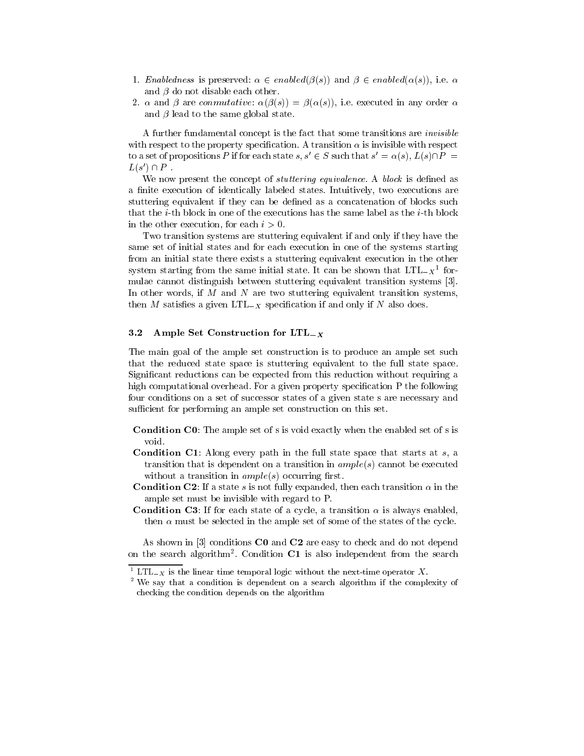1. *Enabledness* is preserved: $\alpha \in enabled(\beta(s))$ and $\beta \in enabled(\alpha(s))$, i.e. $\alpha$ and $\beta$ do not disable each other.
2. $\alpha$ and $\beta$ are *commutative*: $\alpha(\beta(s)) = \beta(\alpha(s))$, i.e. executed in any order $\alpha$ and $\beta$ lead to the same global state.

A further fundamental concept is the fact that some transitions are *invisible* with respect to the property specification. A transition $\alpha$ is invisible with respect to a set of propositions $P$ if for each state $s, s' \in S$ such that $s' = \alpha(s)$, $L(s) \cap P = L(s') \cap P$ .

We now present the concept of *stuttering equivalence*. A *block* is defined as a finite execution of identically labeled states. Intuitively, two executions are stuttering equivalent if they can be defined as a concatenation of blocks such that the $i$-th block in one of the executions has the same label as the $i$-th block in the other execution, for each $i > 0$.

Two transition systems are stuttering equivalent if and only if they have the same set of initial states and for each execution in one of the systems starting from an initial state there exists a stuttering equivalent execution in the other system starting from the same initial state. It can be shown that $\mathrm{LTL}_{-X}$[1] formulae cannot distinguish between stuttering equivalent transition systems [3]. In other words, if $M$ and $N$ are two stuttering equivalent transition systems, then $M$ satisfies a given $\mathrm{LTL}_{-X}$ specification if and only if $N$ also does.

### 3.2 Ample Set Construction for $\mathrm{LTL}_{-X}$

The main goal of the ample set construction is to produce an ample set such that the reduced state space is stuttering equivalent to the full state space. Significant reductions can be expected from this reduction without requiring a high computational overhead. For a given property specification P the following four conditions on a set of successor states of a given state s are necessary and sufficient for performing an ample set construction on this set.

**Condition C0**: The ample set of s is void exactly when the enabled set of s is void.

**Condition C1**: Along every path in the full state space that starts at $s$, a transition that is dependent on a transition in $ample(s)$ cannot be executed without a transition in $ample(s)$ occurring first.

**Condition C2**: If a state $s$ is not fully expanded, then each transition $\alpha$ in the ample set must be invisible with regard to P.

**Condition C3**: If for each state of a cycle, a transition $\alpha$ is always enabled, then $\alpha$ must be selected in the ample set of some of the states of the cycle.

As shown in [3] conditions **C0** and **C2** are easy to check and do not depend on the search algorithm[2]. Condition **C1** is also independent from the search

---

[1] $\mathrm{LTL}_{-X}$ is the linear time temporal logic without the next-time operator $X$.

[2] We say that a condition is dependent on a search algorithm if the complexity of checking the condition depends on the algorithm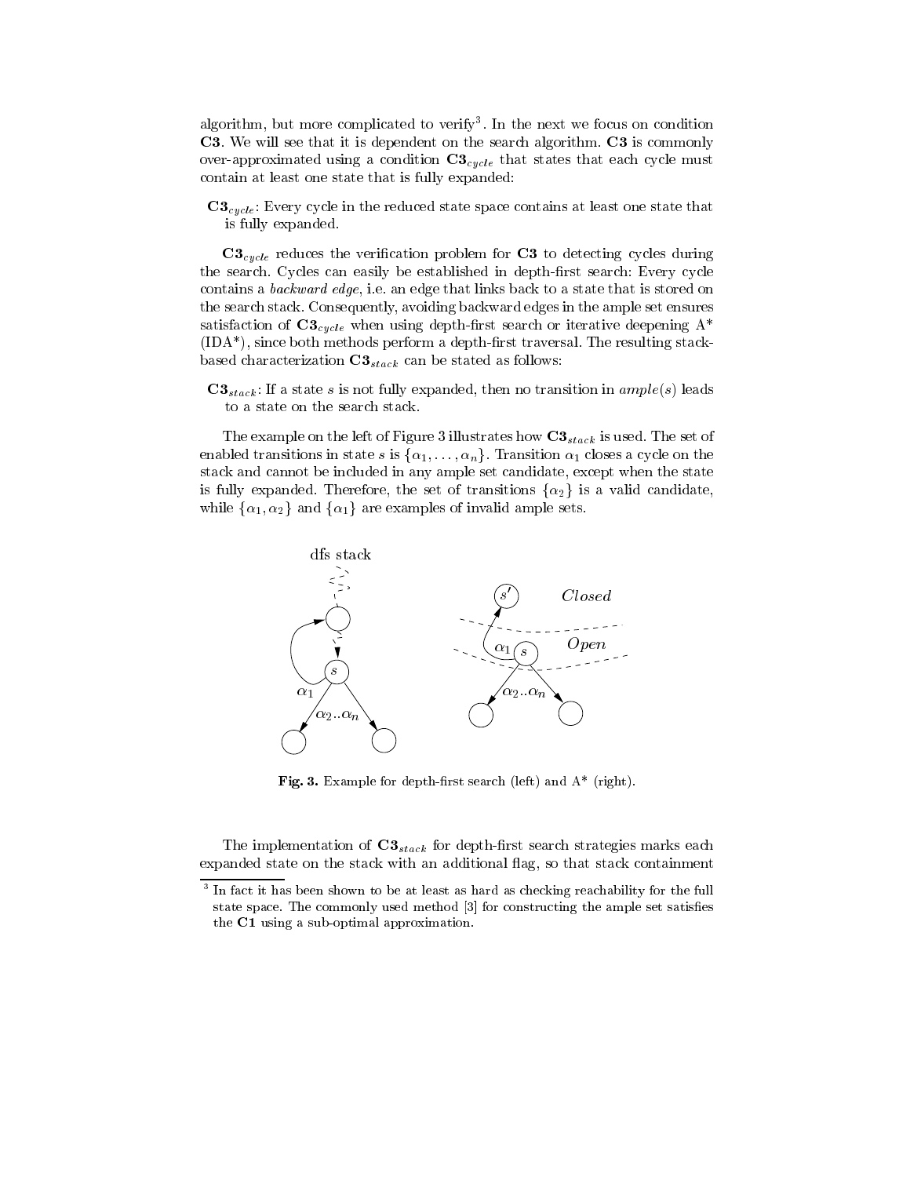algorithm, but more complicated to verify[3]. In the next we focus on condition **C3**. We will see that it is dependent on the search algorithm. **C3** is commonly over-approximated using a condition $\mathbf{C3}_{cycle}$ that states that each cycle must contain at least one state that is fully expanded:

$\mathbf{C3}_{cycle}$: Every cycle in the reduced state space contains at least one state that is fully expanded.

$\mathbf{C3}_{cycle}$ reduces the verification problem for **C3** to detecting cycles during the search. Cycles can easily be established in depth-first search: Every cycle contains a *backward edge*, i.e. an edge that links back to a state that is stored on the search stack. Consequently, avoiding backward edges in the ample set ensures satisfaction of $\mathbf{C3}_{cycle}$ when using depth-first search or iterative deepening A* (IDA*), since both methods perform a depth-first traversal. The resulting stack-based characterization $\mathbf{C3}_{stack}$ can be stated as follows:

$\mathbf{C3}_{stack}$: If a state $s$ is not fully expanded, then no transition in $ample(s)$ leads to a state on the search stack.

The example on the left of Figure 3 illustrates how $\mathbf{C3}_{stack}$ is used. The set of enabled transitions in state $s$ is $\{\alpha_1, \ldots, \alpha_n\}$. Transition $\alpha_1$ closes a cycle on the stack and cannot be included in any ample set candidate, except when the state is fully expanded. Therefore, the set of transitions $\{\alpha_2\}$ is a valid candidate, while $\{\alpha_1, \alpha_2\}$ and $\{\alpha_1\}$ are examples of invalid ample sets.

**Fig. 3.** Example for depth-first search (left) and A* (right).

The implementation of $\mathbf{C3}_{stack}$ for depth-first search strategies marks each expanded state on the stack with an additional flag, so that stack containment

[3] In fact it has been shown to be at least as hard as checking reachability for the full state space. The commonly used method [3] for constructing the ample set satisfies the **C1** using a sub-optimal approximation.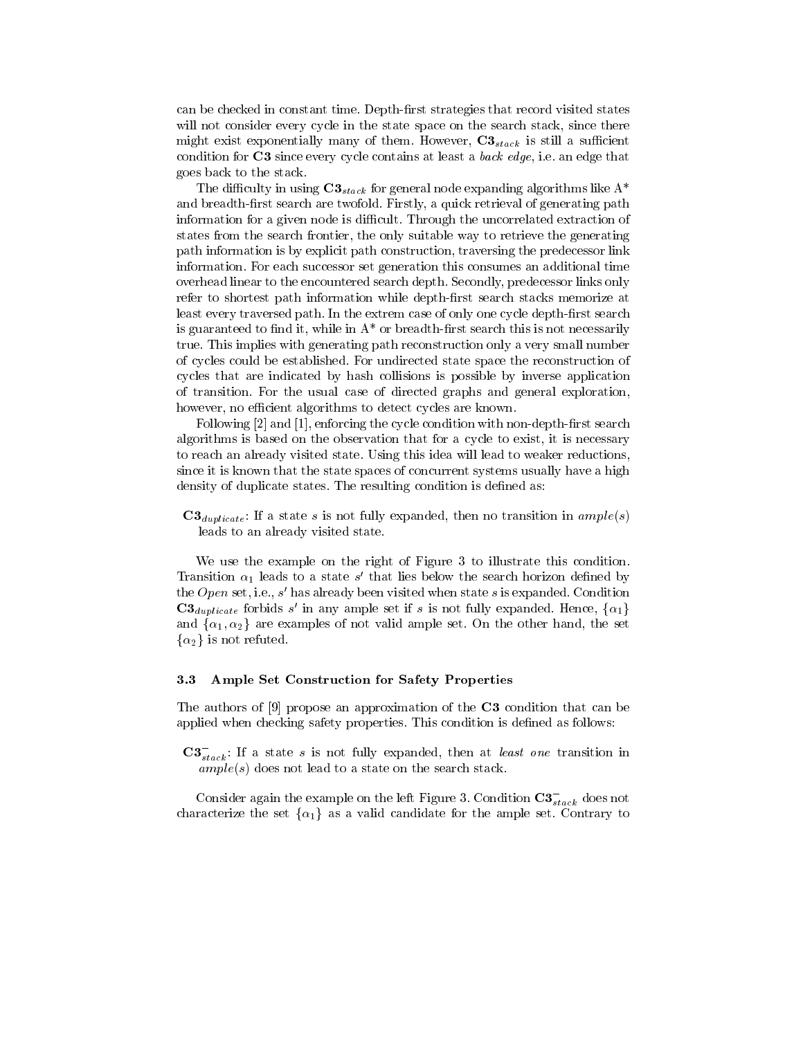can be checked in constant time. Depth-first strategies that record visited states will not consider every cycle in the state space on the search stack, since there might exist exponentially many of them. However, $\mathbf{C3}_{stack}$ is still a sufficient condition for **C3** since every cycle contains at least a *back edge*, i.e. an edge that goes back to the stack.

The difficulty in using $\mathbf{C3}_{stack}$ for general node expanding algorithms like A* and breadth-first search are twofold. Firstly, a quick retrieval of generating path information for a given node is difficult. Through the uncorrelated extraction of states from the search frontier, the only suitable way to retrieve the generating path information is by explicit path construction, traversing the predecessor link information. For each successor set generation this consumes an additional time overhead linear to the encountered search depth. Secondly, predecessor links only refer to shortest path information while depth-first search stacks memorize at least every traversed path. In the extrem case of only one cycle depth-first search is guaranteed to find it, while in A* or breadth-first search this is not necessarily true. This implies with generating path reconstruction only a very small number of cycles could be established. For undirected state space the reconstruction of cycles that are indicated by hash collisions is possible by inverse application of transition. For the usual case of directed graphs and general exploration, however, no efficient algorithms to detect cycles are known.

Following [2] and [1], enforcing the cycle condition with non-depth-first search algorithms is based on the observation that for a cycle to exist, it is necessary to reach an already visited state. Using this idea will lead to weaker reductions, since it is known that the state spaces of concurrent systems usually have a high density of duplicate states. The resulting condition is defined as:

$\mathbf{C3}_{duplicate}$: If a state $s$ is not fully expanded, then no transition in $ample(s)$ leads to an already visited state.

We use the example on the right of Figure 3 to illustrate this condition. Transition $\alpha_1$ leads to a state $s'$ that lies below the search horizon defined by the *Open* set, i.e., $s'$ has already been visited when state $s$ is expanded. Condition $\mathbf{C3}_{duplicate}$ forbids $s'$ in any ample set if $s$ is not fully expanded. Hence, $\{\alpha_1\}$ and $\{\alpha_1, \alpha_2\}$ are examples of not valid ample set. On the other hand, the set $\{\alpha_2\}$ is not refuted.

### 3.3 Ample Set Construction for Safety Properties

The authors of [9] propose an approximation of the **C3** condition that can be applied when checking safety properties. This condition is defined as follows:

$\mathbf{C3}^{-}_{stack}$: If a state $s$ is not fully expanded, then at *least one* transition in $ample(s)$ does not lead to a state on the search stack.

Consider again the example on the left Figure 3. Condition $\mathbf{C3}^{-}_{stack}$ does not characterize the set $\{\alpha_1\}$ as a valid candidate for the ample set. Contrary to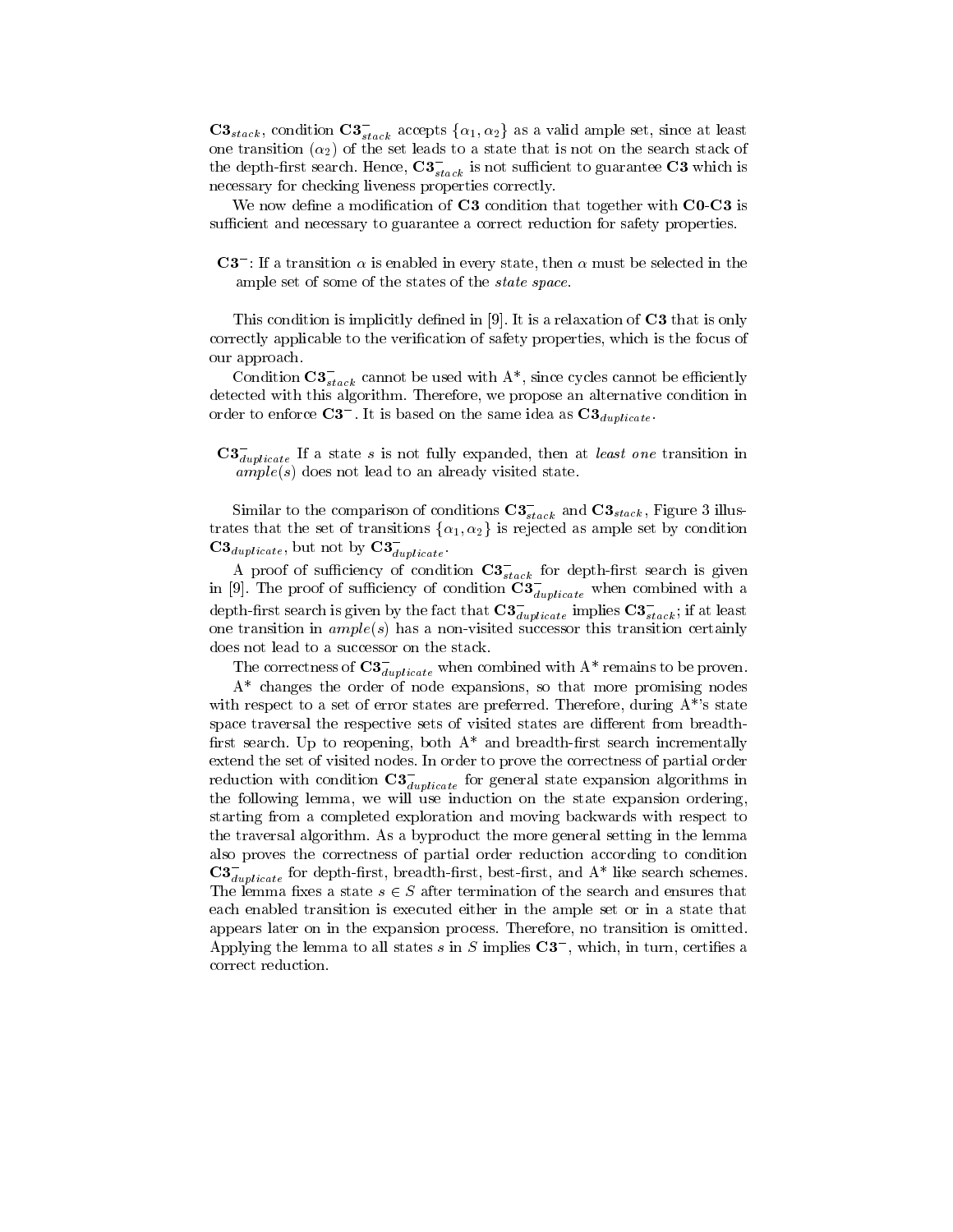$\mathbf{C3}_{stack}$, condition $\mathbf{C3}^{-}_{stack}$ accepts $\{\alpha_1, \alpha_2\}$ as a valid ample set, since at least one transition ($\alpha_2$) of the set leads to a state that is not on the search stack of the depth-first search. Hence, $\mathbf{C3}^{-}_{stack}$ is not sufficient to guarantee **C3** which is necessary for checking liveness properties correctly.

We now define a modification of **C3** condition that together with **C0**-**C3** is sufficient and necessary to guarantee a correct reduction for safety properties.

$\mathbf{C3}^{-}$: If a transition $\alpha$ is enabled in every state, then $\alpha$ must be selected in the ample set of some of the states of the *state space*.

This condition is implicitly defined in [9]. It is a relaxation of **C3** that is only correctly applicable to the verification of safety properties, which is the focus of our approach.

Condition $\mathbf{C3}^{-}_{stack}$ cannot be used with A\*, since cycles cannot be efficiently detected with this algorithm. Therefore, we propose an alternative condition in order to enforce $\mathbf{C3}^{-}$. It is based on the same idea as $\mathbf{C3}_{duplicate}$.

$\mathbf{C3}^{-}_{duplicate}$ If a state $s$ is not fully expanded, then at *least one* transition in *ample*($s$) does not lead to an already visited state.

Similar to the comparison of conditions $\mathbf{C3}^{-}_{stack}$ and $\mathbf{C3}_{stack}$, Figure 3 illustrates that the set of transitions $\{\alpha_1, \alpha_2\}$ is rejected as ample set by condition $\mathbf{C3}_{duplicate}$, but not by $\mathbf{C3}^{-}_{duplicate}$.

A proof of sufficiency of condition $\mathbf{C3}^{-}_{stack}$ for depth-first search is given in [9]. The proof of sufficiency of condition $\mathbf{C3}^{-}_{duplicate}$ when combined with a depth-first search is given by the fact that $\mathbf{C3}^{-}_{duplicate}$ implies $\mathbf{C3}^{-}_{stack}$; if at least one transition in *ample*($s$) has a non-visited successor this transition certainly does not lead to a successor on the stack.

The correctness of $\mathbf{C3}^{-}_{duplicate}$ when combined with A\* remains to be proven.

A\* changes the order of node expansions, so that more promising nodes with respect to a set of error states are preferred. Therefore, during A\*'s state space traversal the respective sets of visited states are different from breadth-first search. Up to reopening, both A\* and breadth-first search incrementally extend the set of visited nodes. In order to prove the correctness of partial order reduction with condition $\mathbf{C3}^{-}_{duplicate}$ for general state expansion algorithms in the following lemma, we will use induction on the state expansion ordering, starting from a completed exploration and moving backwards with respect to the traversal algorithm. As a byproduct the more general setting in the lemma also proves the correctness of partial order reduction according to condition $\mathbf{C3}^{-}_{duplicate}$ for depth-first, breadth-first, best-first, and A\* like search schemes. The lemma fixes a state $s \in S$ after termination of the search and ensures that each enabled transition is executed either in the ample set or in a state that appears later on in the expansion process. Therefore, no transition is omitted. Applying the lemma to all states $s$ in $S$ implies $\mathbf{C3}^{-}$, which, in turn, certifies a correct reduction.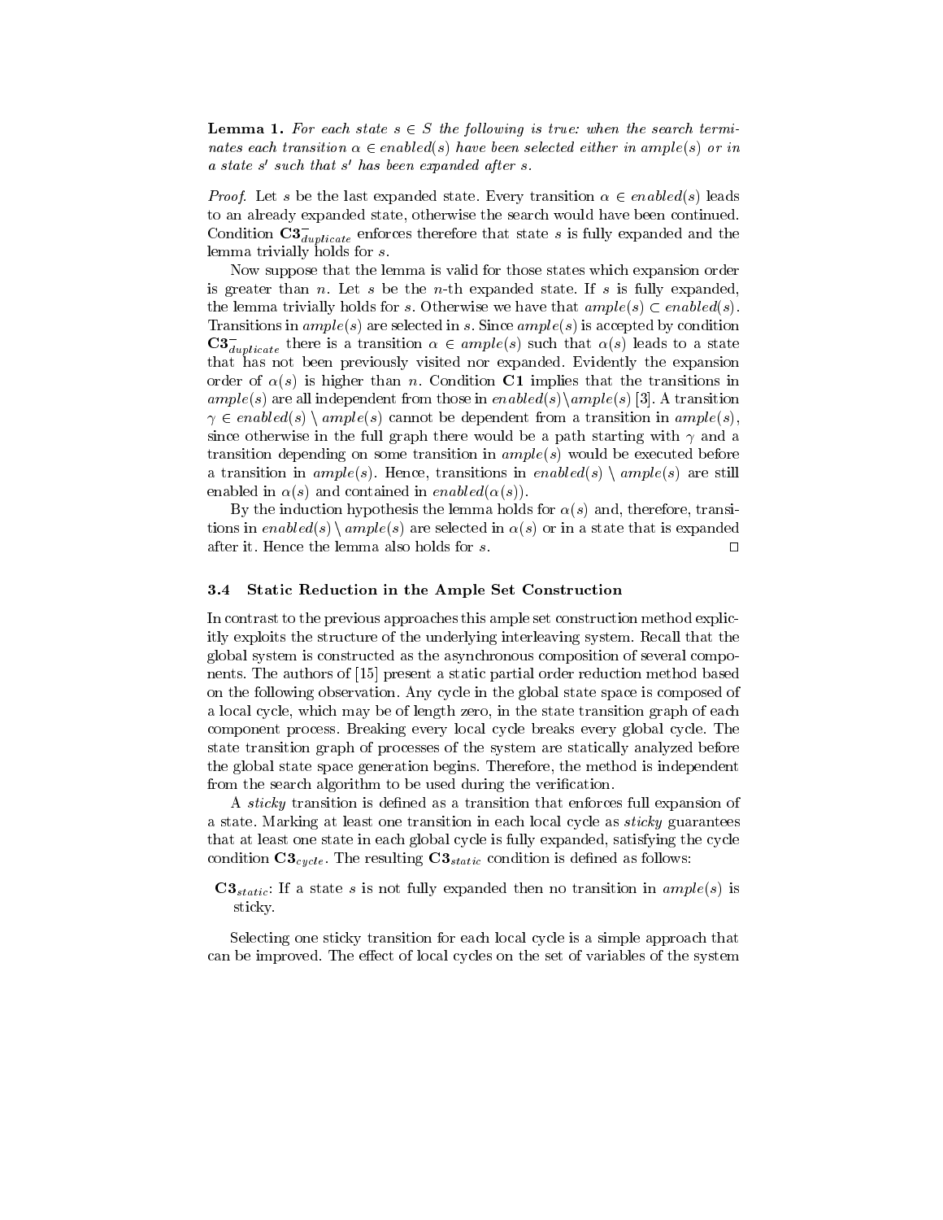**Lemma 1.** *For each state $s \in S$ the following is true: when the search terminates each transition $\alpha \in enabled(s)$ have been selected either in $ample(s)$ or in a state $s'$ such that $s'$ has been expanded after $s$.*

*Proof.* Let $s$ be the last expanded state. Every transition $\alpha \in enabled(s)$ leads to an already expanded state, otherwise the search would have been continued. Condition $\mathbf{C3}^{-}_{duplicate}$ enforces therefore that state $s$ is fully expanded and the lemma trivially holds for $s$.

Now suppose that the lemma is valid for those states which expansion order is greater than $n$. Let $s$ be the $n$-th expanded state. If $s$ is fully expanded, the lemma trivially holds for $s$. Otherwise we have that $ample(s) \subset enabled(s)$. Transitions in $ample(s)$ are selected in $s$. Since $ample(s)$ is accepted by condition $\mathbf{C3}^{-}_{duplicate}$ there is a transition $\alpha \in ample(s)$ such that $\alpha(s)$ leads to a state that has not been previously visited nor expanded. Evidently the expansion order of $\alpha(s)$ is higher than $n$. Condition **C1** implies that the transitions in $ample(s)$ are all independent from those in $enabled(s) \setminus ample(s)$ [3]. A transition $\gamma \in enabled(s) \setminus ample(s)$ cannot be dependent from a transition in $ample(s)$, since otherwise in the full graph there would be a path starting with $\gamma$ and a transition depending on some transition in $ample(s)$ would be executed before a transition in $ample(s)$. Hence, transitions in $enabled(s) \setminus ample(s)$ are still enabled in $\alpha(s)$ and contained in $enabled(\alpha(s))$.

By the induction hypothesis the lemma holds for $\alpha(s)$ and, therefore, transitions in $enabled(s) \setminus ample(s)$ are selected in $\alpha(s)$ or in a state that is expanded after it. Hence the lemma also holds for $s$. □

### 3.4 Static Reduction in the Ample Set Construction

In contrast to the previous approaches this ample set construction method explicitly exploits the structure of the underlying interleaving system. Recall that the global system is constructed as the asynchronous composition of several components. The authors of [15] present a static partial order reduction method based on the following observation. Any cycle in the global state space is composed of a local cycle, which may be of length zero, in the state transition graph of each component process. Breaking every local cycle breaks every global cycle. The state transition graph of processes of the system are statically analyzed before the global state space generation begins. Therefore, the method is independent from the search algorithm to be used during the verification.

A *sticky* transition is defined as a transition that enforces full expansion of a state. Marking at least one transition in each local cycle as *sticky* guarantees that at least one state in each global cycle is fully expanded, satisfying the cycle condition $\mathbf{C3}_{cycle}$. The resulting $\mathbf{C3}_{static}$ condition is defined as follows:

- $\mathbf{C3}_{static}$: If a state $s$ is not fully expanded then no transition in $ample(s)$ is sticky.

Selecting one sticky transition for each local cycle is a simple approach that can be improved. The effect of local cycles on the set of variables of the system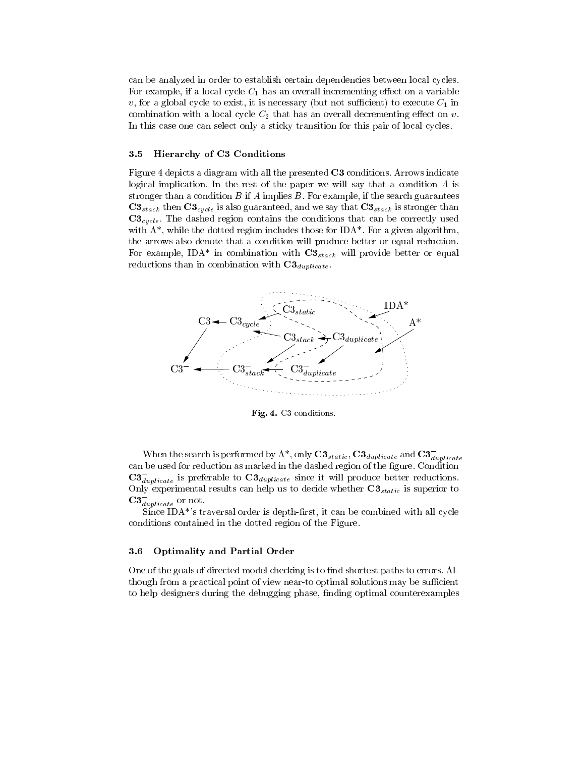can be analyzed in order to establish certain dependencies between local cycles. For example, if a local cycle $C_1$ has an overall incrementing effect on a variable $v$, for a global cycle to exist, it is necessary (but not sufficient) to execute $C_1$ in combination with a local cycle $C_2$ that has an overall decrementing effect on $v$. In this case one can select only a sticky transition for this pair of local cycles.

### 3.5 Hierarchy of C3 Conditions

Figure 4 depicts a diagram with all the presented **C3** conditions. Arrows indicate logical implication. In the rest of the paper we will say that a condition $A$ is stronger than a condition $B$ if $A$ implies $B$. For example, if the search guarantees $\mathbf{C3}_{stack}$ then $\mathbf{C3}_{cycle}$ is also guaranteed, and we say that $\mathbf{C3}_{stack}$ is stronger than $\mathbf{C3}_{cycle}$. The dashed region contains the conditions that can be correctly used with A*, while the dotted region includes those for IDA*. For a given algorithm, the arrows also denote that a condition will produce better or equal reduction. For example, IDA* in combination with $\mathbf{C3}_{stack}$ will provide better or equal reductions than in combination with $\mathbf{C3}_{duplicate}$.

**Fig. 4.** C3 conditions.

When the search is performed by A*, only $\mathbf{C3}_{static}$, $\mathbf{C3}_{duplicate}$ and $\mathbf{C3}^{-}_{duplicate}$ can be used for reduction as marked in the dashed region of the figure. Condition $\mathbf{C3}^{-}_{duplicate}$ is preferable to $\mathbf{C3}_{duplicate}$ since it will produce better reductions. Only experimental results can help us to decide whether $\mathbf{C3}_{static}$ is superior to $\mathbf{C3}^{-}_{duplicate}$ or not.

Since IDA*'s traversal order is depth-first, it can be combined with all cycle conditions contained in the dotted region of the Figure.

### 3.6 Optimality and Partial Order

One of the goals of directed model checking is to find shortest paths to errors. Although from a practical point of view near-to optimal solutions may be sufficient to help designers during the debugging phase, finding optimal counterexamples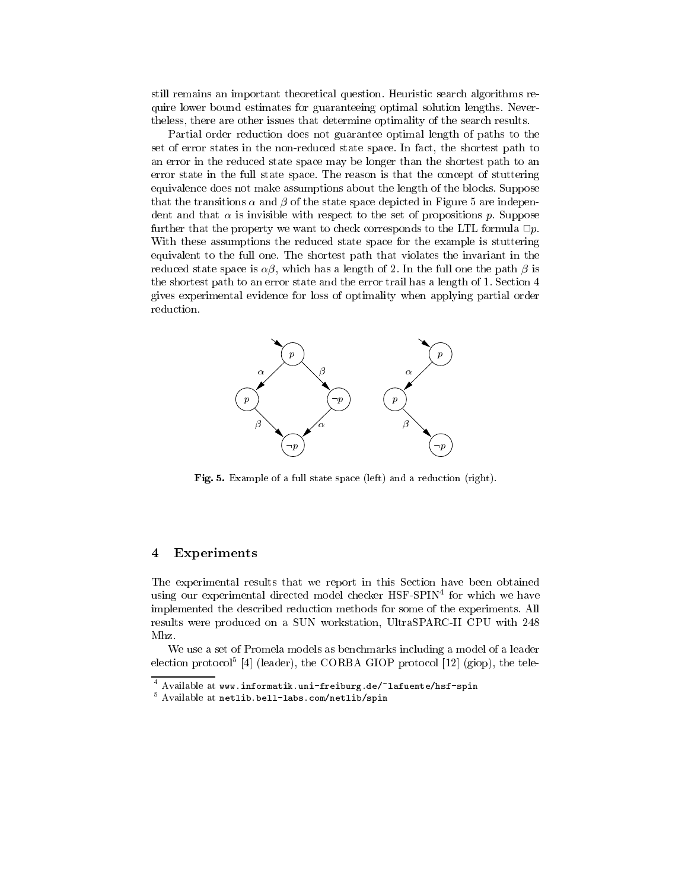still remains an important theoretical question. Heuristic search algorithms require lower bound estimates for guaranteeing optimal solution lengths. Nevertheless, there are other issues that determine optimality of the search results.

Partial order reduction does not guarantee optimal length of paths to the set of error states in the non-reduced state space. In fact, the shortest path to an error in the reduced state space may be longer than the shortest path to an error state in the full state space. The reason is that the concept of stuttering equivalence does not make assumptions about the length of the blocks. Suppose that the transitions $\alpha$ and $\beta$ of the state space depicted in Figure 5 are independent and that $\alpha$ is invisible with respect to the set of propositions $p$. Suppose further that the property we want to check corresponds to the LTL formula $\Box p$. With these assumptions the reduced state space for the example is stuttering equivalent to the full one. The shortest path that violates the invariant in the reduced state space is $\alpha\beta$, which has a length of 2. In the full one the path $\beta$ is the shortest path to an error state and the error trail has a length of 1. Section 4 gives experimental evidence for loss of optimality when applying partial order reduction.

**Fig. 5.** Example of a full state space (left) and a reduction (right).

## 4 Experiments

The experimental results that we report in this Section have been obtained using our experimental directed model checker HSF-SPIN[4] for which we have implemented the described reduction methods for some of the experiments. All results were produced on a SUN workstation, UltraSPARC-II CPU with 248 Mhz.

We use a set of Promela models as benchmarks including a model of a leader election protocol[5] [4] (leader), the CORBA GIOP protocol [12] (giop), the tele-

[4] Available at `www.informatik.uni-freiburg.de/~lafuente/hsf-spin`

[5] Available at `netlib.bell-labs.com/netlib/spin`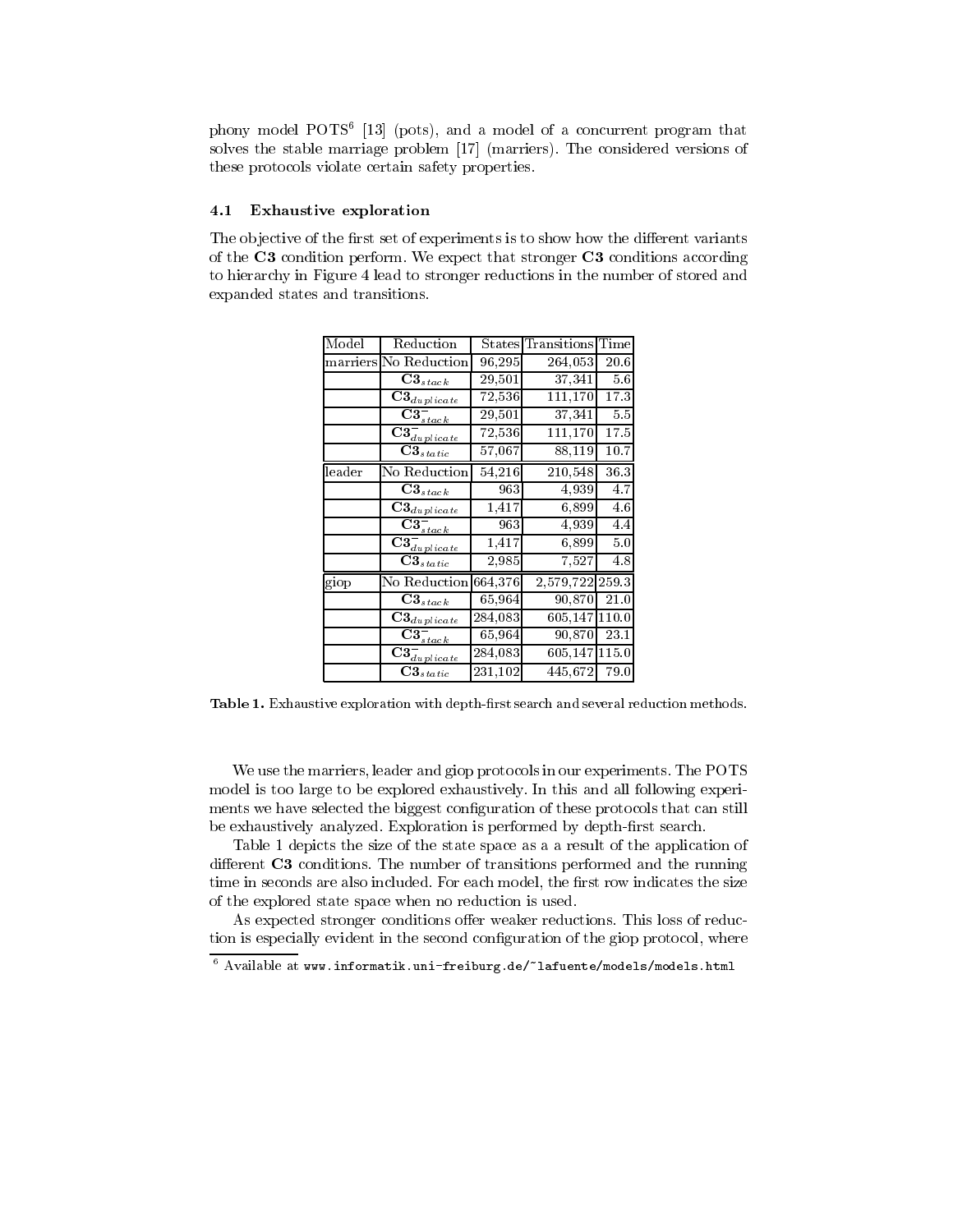phony model POTS[6] [13] (pots), and a model of a concurrent program that solves the stable marriage problem [17] (marriers). The considered versions of these protocols violate certain safety properties.

### 4.1 Exhaustive exploration

The objective of the first set of experiments is to show how the different variants of the **C3** condition perform. We expect that stronger **C3** conditions according to hierarchy in Figure 4 lead to stronger reductions in the number of stored and expanded states and transitions.

| Model | Reduction | States | Transitions | Time |
|---|---|---|---|---|
| marriers | No Reduction | 96,295 | 264,053 | 20.6 |
| | $\mathbf{C3}_{stack}$ | 29,501 | 37,341 | 5.6 |
| | $\mathbf{C3}_{duplicate}$ | 72,536 | 111,170 | 17.3 |
| | $\mathbf{C3}^{-}_{stack}$ | 29,501 | 37,341 | 5.5 |
| | $\mathbf{C3}^{-}_{duplicate}$ | 72,536 | 111,170 | 17.5 |
| | $\mathbf{C3}_{static}$ | 57,067 | 88,119 | 10.7 |
| leader | No Reduction | 54,216 | 210,548 | 36.3 |
| | $\mathbf{C3}_{stack}$ | 963 | 4,939 | 4.7 |
| | $\mathbf{C3}_{duplicate}$ | 1,417 | 6,899 | 4.6 |
| | $\mathbf{C3}^{-}_{stack}$ | 963 | 4,939 | 4.4 |
| | $\mathbf{C3}^{-}_{duplicate}$ | 1,417 | 6,899 | 5.0 |
| | $\mathbf{C3}_{static}$ | 2,985 | 7,527 | 4.8 |
| giop | No Reduction | 664,376 | 2,579,722 | 259.3 |
| | $\mathbf{C3}_{stack}$ | 65,964 | 90,870 | 21.0 |
| | $\mathbf{C3}_{duplicate}$ | 284,083 | 605,147 | 110.0 |
| | $\mathbf{C3}^{-}_{stack}$ | 65,964 | 90,870 | 23.1 |
| | $\mathbf{C3}^{-}_{duplicate}$ | 284,083 | 605,147 | 115.0 |
| | $\mathbf{C3}_{static}$ | 231,102 | 445,672 | 79.0 |

**Table 1.** Exhaustive exploration with depth-first search and several reduction methods.

We use the marriers, leader and giop protocols in our experiments. The POTS model is too large to be explored exhaustively. In this and all following experiments we have selected the biggest configuration of these protocols that can still be exhaustively analyzed. Exploration is performed by depth-first search.

Table 1 depicts the size of the state space as a a result of the application of different **C3** conditions. The number of transitions performed and the running time in seconds are also included. For each model, the first row indicates the size of the explored state space when no reduction is used.

As expected stronger conditions offer weaker reductions. This loss of reduction is especially evident in the second configuration of the giop protocol, where

[6] Available at `www.informatik.uni-freiburg.de/~lafuente/models/models.html`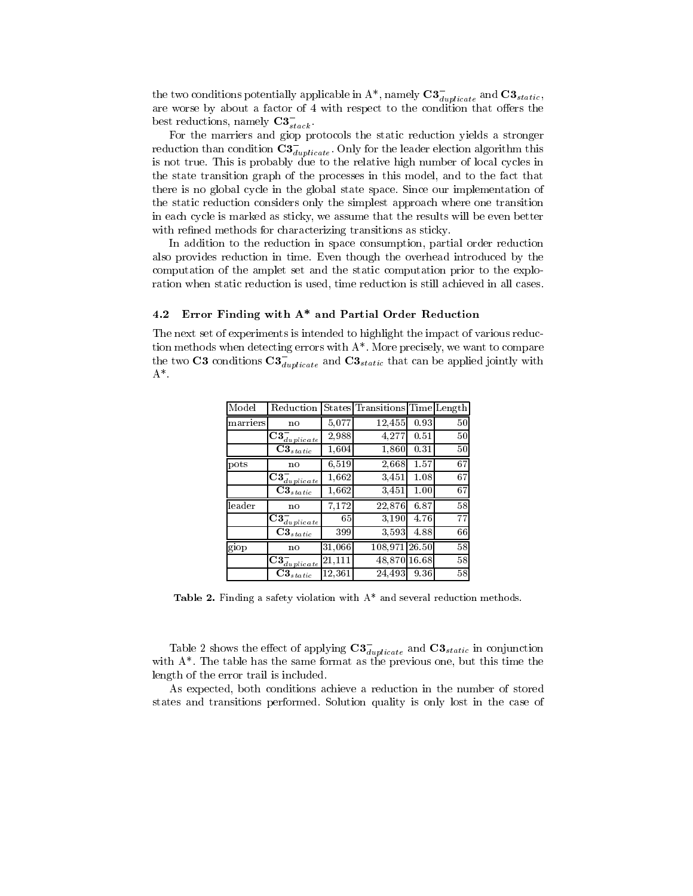the two conditions potentially applicable in A*, namely $\mathbf{C3}^{-}_{duplicate}$ and $\mathbf{C3}_{static}$, are worse by about a factor of 4 with respect to the condition that offers the best reductions, namely $\mathbf{C3}^{-}_{stack}$.

For the marriers and giop protocols the static reduction yields a stronger reduction than condition $\mathbf{C3}^{-}_{duplicate}$. Only for the leader election algorithm this is not true. This is probably due to the relative high number of local cycles in the state transition graph of the processes in this model, and to the fact that there is no global cycle in the global state space. Since our implementation of the static reduction considers only the simplest approach where one transition in each cycle is marked as sticky, we assume that the results will be even better with refined methods for characterizing transitions as sticky.

In addition to the reduction in space consumption, partial order reduction also provides reduction in time. Even though the overhead introduced by the computation of the amplet set and the static computation prior to the exploration when static reduction is used, time reduction is still achieved in all cases.

### 4.2 Error Finding with A* and Partial Order Reduction

The next set of experiments is intended to highlight the impact of various reduction methods when detecting errors with A*. More precisely, we want to compare the two **C3** conditions $\mathbf{C3}^{-}_{duplicate}$ and $\mathbf{C3}_{static}$ that can be applied jointly with A*.

| Model | Reduction | States | Transitions | Time | Length |
|---|---|---|---|---|---|
| marriers | no | 5,077 | 12,455 | 0.93 | 50 |
| | $\mathbf{C3}^{-}_{duplicate}$ | 2,988 | 4,277 | 0.51 | 50 |
| | $\mathbf{C3}_{static}$ | 1,604 | 1,860 | 0.31 | 50 |
| pots | no | 6,519 | 2,668 | 1.57 | 67 |
| | $\mathbf{C3}^{-}_{duplicate}$ | 1,662 | 3,451 | 1.08 | 67 |
| | $\mathbf{C3}_{static}$ | 1,662 | 3,451 | 1.00 | 67 |
| leader | no | 7,172 | 22,876 | 6.87 | 58 |
| | $\mathbf{C3}^{-}_{duplicate}$ | 65 | 3,190 | 4.76 | 77 |
| | $\mathbf{C3}_{static}$ | 399 | 3,593 | 4.88 | 66 |
| giop | no | 31,066 | 108,971 | 26.50 | 58 |
| | $\mathbf{C3}^{-}_{duplicate}$ | 21,111 | 48,870 | 16.68 | 58 |
| | $\mathbf{C3}_{static}$ | 12,361 | 24,493 | 9.36 | 58 |

**Table 2.** Finding a safety violation with A* and several reduction methods.

Table 2 shows the effect of applying $\mathbf{C3}^{-}_{duplicate}$ and $\mathbf{C3}_{static}$ in conjunction with A*. The table has the same format as the previous one, but this time the length of the error trail is included.

As expected, both conditions achieve a reduction in the number of stored states and transitions performed. Solution quality is only lost in the case of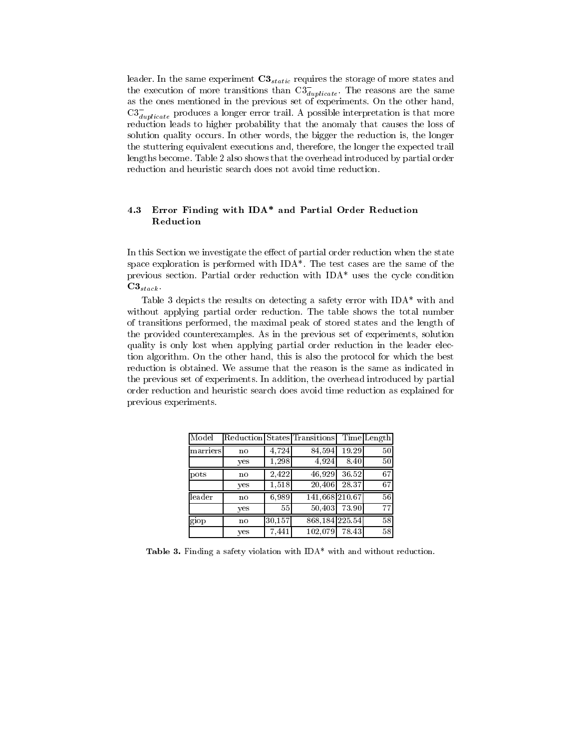leader. In the same experiment $\mathbf{C3}_{static}$ requires the storage of more states and the execution of more transitions than $\mathrm{C3}^{-}_{duplicate}$. The reasons are the same as the ones mentioned in the previous set of experiments. On the other hand, $\mathrm{C3}^{-}_{duplicate}$ produces a longer error trail. A possible interpretation is that more reduction leads to higher probability that the anomaly that causes the loss of solution quality occurs. In other words, the bigger the reduction is, the longer the stuttering equivalent executions and, therefore, the longer the expected trail lengths become. Table 2 also shows that the overhead introduced by partial order reduction and heuristic search does not avoid time reduction.

### 4.3 Error Finding with IDA* and Partial Order Reduction Reduction

In this Section we investigate the effect of partial order reduction when the state space exploration is performed with IDA*. The test cases are the same of the previous section. Partial order reduction with IDA* uses the cycle condition $\mathbf{C3}_{stack}$.

Table 3 depicts the results on detecting a safety error with IDA* with and without applying partial order reduction. The table shows the total number of transitions performed, the maximal peak of stored states and the length of the provided counterexamples. As in the previous set of experiments, solution quality is only lost when applying partial order reduction in the leader election algorithm. On the other hand, this is also the protocol for which the best reduction is obtained. We assume that the reason is the same as indicated in the previous set of experiments. In addition, the overhead introduced by partial order reduction and heuristic search does avoid time reduction as explained for previous experiments.

| Model | Reduction | States | Transitions | Time | Length |
|---|---|---|---|---|---|
| marriers | no | 4,724 | 84,594 | 19.29 | 50 |
| | yes | 1,298 | 4,924 | 8.40 | 50 |
| pots | no | 2,422 | 46,929 | 36.52 | 67 |
| | yes | 1,518 | 20,406 | 28.37 | 67 |
| leader | no | 6,989 | 141,668 | 210.67 | 56 |
| | yes | 55 | 50,403 | 73.90 | 77 |
| giop | no | 30,157 | 868,184 | 225.54 | 58 |
| | yes | 7,441 | 102,079 | 78.43 | 58 |

**Table 3.** Finding a safety violation with IDA* with and without reduction.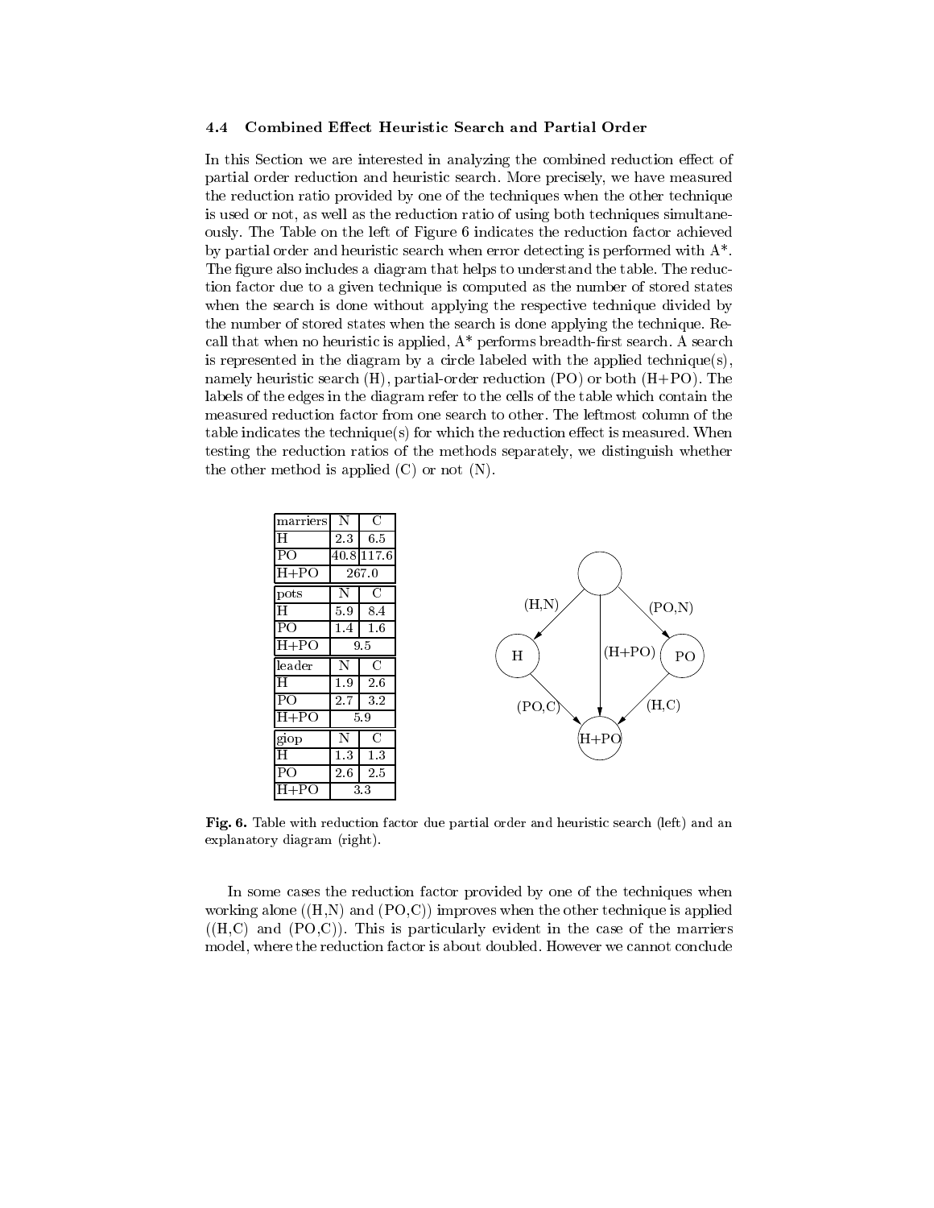### 4.4 Combined Effect Heuristic Search and Partial Order

In this Section we are interested in analyzing the combined reduction effect of partial order reduction and heuristic search. More precisely, we have measured the reduction ratio provided by one of the techniques when the other technique is used or not, as well as the reduction ratio of using both techniques simultaneously. The Table on the left of Figure 6 indicates the reduction factor achieved by partial order and heuristic search when error detecting is performed with A*. The figure also includes a diagram that helps to understand the table. The reduction factor due to a given technique is computed as the number of stored states when the search is done without applying the respective technique divided by the number of stored states when the search is done applying the technique. Recall that when no heuristic is applied, A* performs breadth-first search. A search is represented in the diagram by a circle labeled with the applied technique(s), namely heuristic search (H), partial-order reduction (PO) or both (H+PO). The labels of the edges in the diagram refer to the cells of the table which contain the measured reduction factor from one search to other. The leftmost column of the table indicates the technique(s) for which the reduction effect is measured. When testing the reduction ratios of the methods separately, we distinguish whether the other method is applied (C) or not (N).

| marriers | N | C |
|---|---|---|
| H | 2.3 | 6.5 |
| PO | 40.8 | 117.6 |
| H+PO | 267.0 | |
| **pots** | **N** | **C** |
| H | 5.9 | 8.4 |
| PO | 1.4 | 1.6 |
| H+PO | 9.5 | |
| **leader** | **N** | **C** |
| H | 1.9 | 2.6 |
| PO | 2.7 | 3.2 |
| H+PO | 5.9 | |
| **giop** | **N** | **C** |
| H | 1.3 | 1.3 |
| PO | 2.6 | 2.5 |
| H+PO | 3.3 | |

Fig. 6. Table with reduction factor due partial order and heuristic search (left) and an explanatory diagram (right).

In some cases the reduction factor provided by one of the techniques when working alone ((H,N) and (PO,C)) improves when the other technique is applied ((H,C) and (PO,C)). This is particularly evident in the case of the marriers model, where the reduction factor is about doubled. However we cannot conclude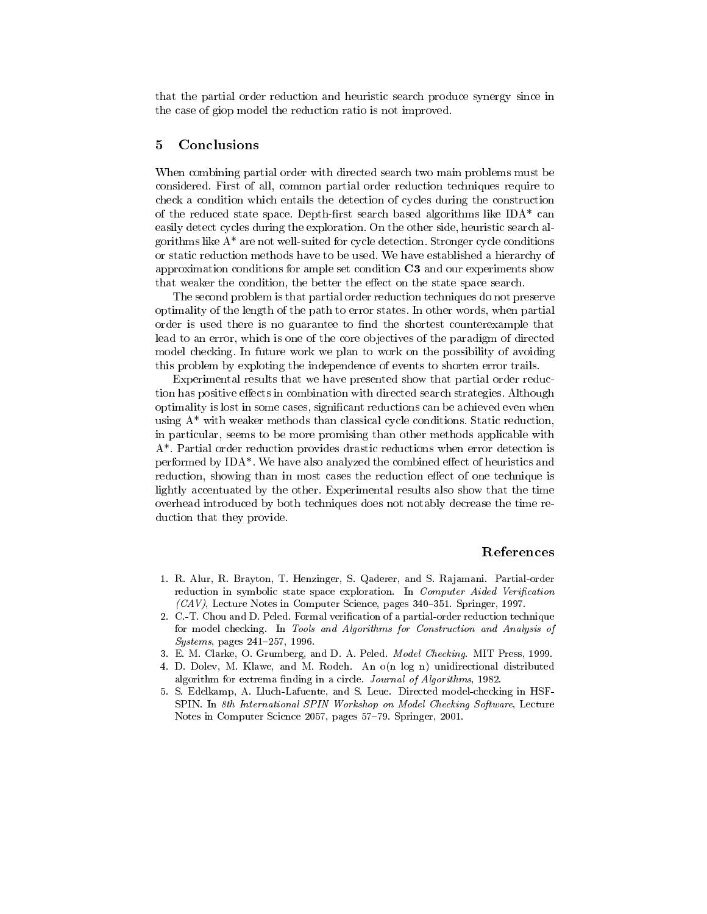that the partial order reduction and heuristic search produce synergy since in the case of giop model the reduction ratio is not improved.

## 5 Conclusions

When combining partial order with directed search two main problems must be considered. First of all, common partial order reduction techniques require to check a condition which entails the detection of cycles during the construction of the reduced state space. Depth-first search based algorithms like IDA* can easily detect cycles during the exploration. On the other side, heuristic search algorithms like A* are not well-suited for cycle detection. Stronger cycle conditions or static reduction methods have to be used. We have established a hierarchy of approximation conditions for ample set condition **C3** and our experiments show that weaker the condition, the better the effect on the state space search.

The second problem is that partial order reduction techniques do not preserve optimality of the length of the path to error states. In other words, when partial order is used there is no guarantee to find the shortest counterexample that lead to an error, which is one of the core objectives of the paradigm of directed model checking. In future work we plan to work on the possibility of avoiding this problem by exploting the independence of events to shorten error trails.

Experimental results that we have presented show that partial order reduction has positive effects in combination with directed search strategies. Although optimality is lost in some cases, significant reductions can be achieved even when using A* with weaker methods than classical cycle conditions. Static reduction, in particular, seems to be more promising than other methods applicable with A*. Partial order reduction provides drastic reductions when error detection is performed by IDA*. We have also analyzed the combined effect of heuristics and reduction, showing than in most cases the reduction effect of one technique is lightly accentuated by the other. Experimental results also show that the time overhead introduced by both techniques does not notably decrease the time reduction that they provide.

## References

1. R. Alur, R. Brayton, T. Henzinger, S. Qaderer, and S. Rajamani. Partial-order reduction in symbolic state space exploration. In *Computer Aided Verification (CAV)*, Lecture Notes in Computer Science, pages 340–351. Springer, 1997.
2. C.-T. Chou and D. Peled. Formal verification of a partial-order reduction technique for model checking. In *Tools and Algorithms for Construction and Analysis of Systems*, pages 241–257, 1996.
3. E. M. Clarke, O. Grumberg, and D. A. Peled. *Model Checking*. MIT Press, 1999.
4. D. Dolev, M. Klawe, and M. Rodeh. An o(n log n) unidirectional distributed algorithm for extrema finding in a circle. *Journal of Algorithms*, 1982.
5. S. Edelkamp, A. Lluch-Lafuente, and S. Leue. Directed model-checking in HSF-SPIN. In *8th International SPIN Workshop on Model Checking Software*, Lecture Notes in Computer Science 2057, pages 57–79. Springer, 2001.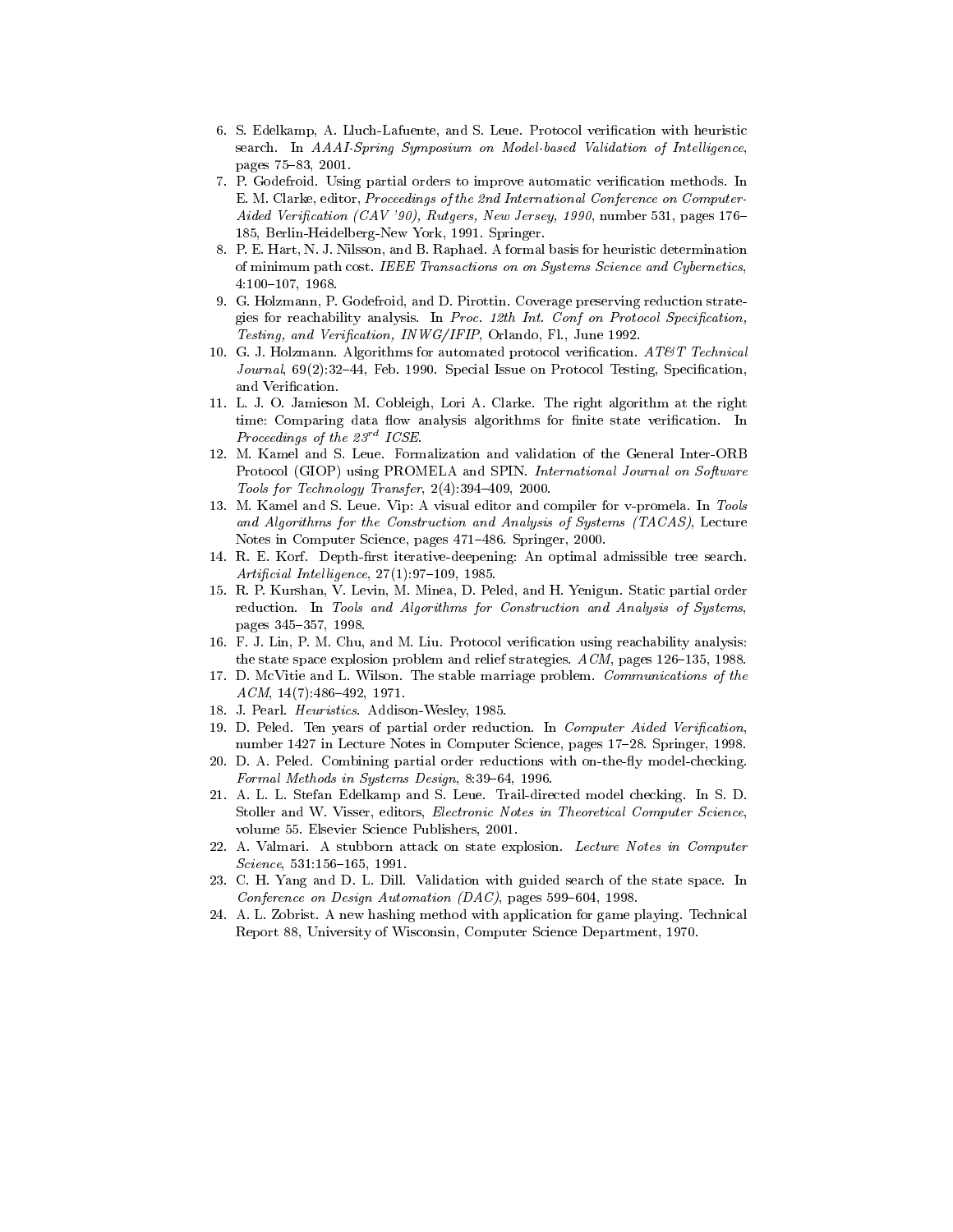6. S. Edelkamp, A. Lluch-Lafuente, and S. Leue. Protocol verification with heuristic search. In *AAAI-Spring Symposium on Model-based Validation of Intelligence*, pages 75–83, 2001.
7. P. Godefroid. Using partial orders to improve automatic verification methods. In E. M. Clarke, editor, *Proceedings of the 2nd International Conference on Computer-Aided Verification (CAV '90), Rutgers, New Jersey, 1990*, number 531, pages 176–185, Berlin-Heidelberg-New York, 1991. Springer.
8. P. E. Hart, N. J. Nilsson, and B. Raphael. A formal basis for heuristic determination of minimum path cost. *IEEE Transactions on on Systems Science and Cybernetics*, 4:100–107, 1968.
9. G. Holzmann, P. Godefroid, and D. Pirottin. Coverage preserving reduction strategies for reachability analysis. In *Proc. 12th Int. Conf on Protocol Specification, Testing, and Verification, INWG/IFIP*, Orlando, Fl., June 1992.
10. G. J. Holzmann. Algorithms for automated protocol verification. *AT&T Technical Journal*, 69(2):32–44, Feb. 1990. Special Issue on Protocol Testing, Specification, and Verification.
11. L. J. O. Jamieson M. Cobleigh, Lori A. Clarke. The right algorithm at the right time: Comparing data flow analysis algorithms for finite state verification. In *Proceedings of the 23$^{rd}$ ICSE*.
12. M. Kamel and S. Leue. Formalization and validation of the General Inter-ORB Protocol (GIOP) using PROMELA and SPIN. *International Journal on Software Tools for Technology Transfer*, 2(4):394–409, 2000.
13. M. Kamel and S. Leue. Vip: A visual editor and compiler for v-promela. In *Tools and Algorithms for the Construction and Analysis of Systems (TACAS)*, Lecture Notes in Computer Science, pages 471–486. Springer, 2000.
14. R. E. Korf. Depth-first iterative-deepening: An optimal admissible tree search. *Artificial Intelligence*, 27(1):97–109, 1985.
15. R. P. Kurshan, V. Levin, M. Minea, D. Peled, and H. Yenigun. Static partial order reduction. In *Tools and Algorithms for Construction and Analysis of Systems*, pages 345–357, 1998.
16. F. J. Lin, P. M. Chu, and M. Liu. Protocol verification using reachability analysis: the state space explosion problem and relief strategies. *ACM*, pages 126–135, 1988.
17. D. McVitie and L. Wilson. The stable marriage problem. *Communications of the ACM*, 14(7):486–492, 1971.
18. J. Pearl. *Heuristics*. Addison-Wesley, 1985.
19. D. Peled. Ten years of partial order reduction. In *Computer Aided Verification*, number 1427 in Lecture Notes in Computer Science, pages 17–28. Springer, 1998.
20. D. A. Peled. Combining partial order reductions with on-the-fly model-checking. *Formal Methods in Systems Design*, 8:39–64, 1996.
21. A. L. L. Stefan Edelkamp and S. Leue. Trail-directed model checking. In S. D. Stoller and W. Visser, editors, *Electronic Notes in Theoretical Computer Science*, volume 55. Elsevier Science Publishers, 2001.
22. A. Valmari. A stubborn attack on state explosion. *Lecture Notes in Computer Science*, 531:156–165, 1991.
23. C. H. Yang and D. L. Dill. Validation with guided search of the state space. In *Conference on Design Automation (DAC)*, pages 599–604, 1998.
24. A. L. Zobrist. A new hashing method with application for game playing. Technical Report 88, University of Wisconsin, Computer Science Department, 1970.